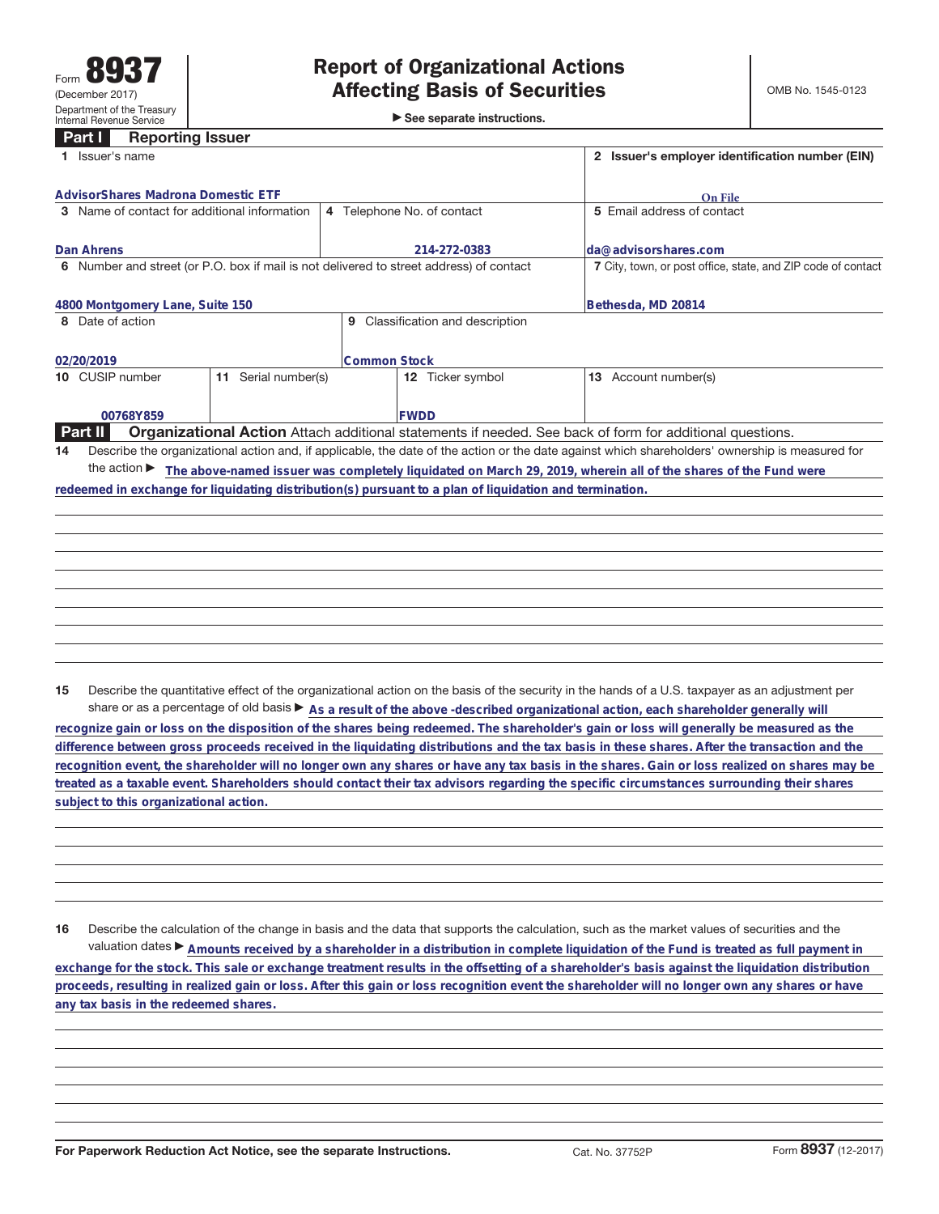Form **8937**
(December 2017)
Department of the Treasury
Internal Revenue Service

# Report of Organizational Actions Affecting Basis of Securities

► See separate instructions.

OMB No. 1545-0123

## Part I Reporting Issuer

| | | | |
|---|---|---|---|
| 1 Issuer's name<br>AdvisorShares Madrona Domestic ETF | | | 2 Issuer's employer identification number (EIN)<br>On File |
| 3 Name of contact for additional information<br>Dan Ahrens | 4 Telephone No. of contact<br>214-272-0383 | | 5 Email address of contact<br>da@advisorshares.com |
| 6 Number and street (or P.O. box if mail is not delivered to street address) of contact<br>4800 Montgomery Lane, Suite 150 | | | 7 City, town, or post office, state, and ZIP code of contact<br>Bethesda, MD 20814 |
| 8 Date of action<br>02/20/2019 | 9 Classification and description<br>Common Stock | | |
| 10 CUSIP number<br>00768Y859 | 11 Serial number(s) | 12 Ticker symbol<br>FWDD | 13 Account number(s) |

## Part II Organizational Action

Attach additional statements if needed. See back of form for additional questions.

**14** Describe the organizational action and, if applicable, the date of the action or the date against which shareholders' ownership is measured for the action ► The above-named issuer was completely liquidated on March 29, 2019, wherein all of the shares of the Fund were redeemed in exchange for liquidating distribution(s) pursuant to a plan of liquidation and termination.

**15** Describe the quantitative effect of the organizational action on the basis of the security in the hands of a U.S. taxpayer as an adjustment per share or as a percentage of old basis ► As a result of the above -described organizational action, each shareholder generally will recognize gain or loss on the disposition of the shares being redeemed. The shareholder's gain or loss will generally be measured as the difference between gross proceeds received in the liquidating distributions and the tax basis in these shares. After the transaction and the recognition event, the shareholder will no longer own any shares or have any tax basis in the shares. Gain or loss realized on shares may be treated as a taxable event. Shareholders should contact their tax advisors regarding the specific circumstances surrounding their shares subject to this organizational action.

**16** Describe the calculation of the change in basis and the data that supports the calculation, such as the market values of securities and the valuation dates ► Amounts received by a shareholder in a distribution in complete liquidation of the Fund is treated as full payment in exchange for the stock. This sale or exchange treatment results in the offsetting of a shareholder's basis against the liquidation distribution proceeds, resulting in realized gain or loss. After this gain or loss recognition event the shareholder will no longer own any shares or have any tax basis in the redeemed shares.

For Paperwork Reduction Act Notice, see the separate Instructions. Cat. No. 37752P Form **8937** (12-2017)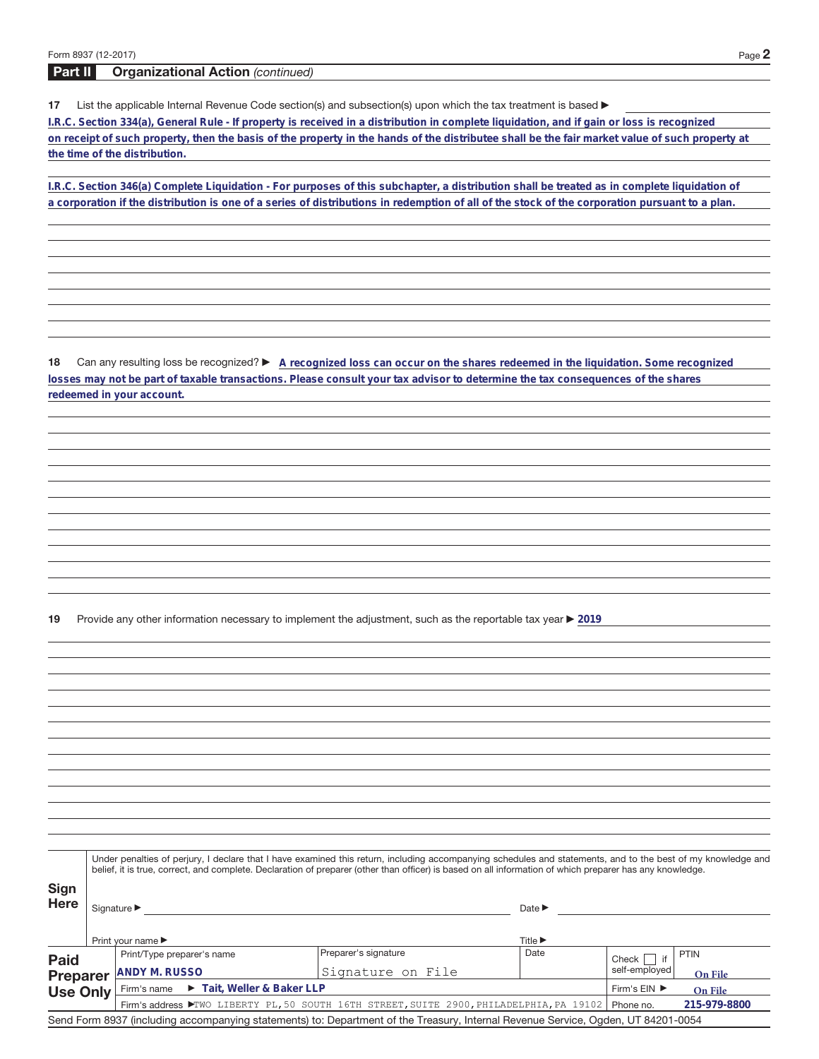## Part II Organizational Action *(continued)*

**17** List the applicable Internal Revenue Code section(s) and subsection(s) upon which the tax treatment is based ▶

**I.R.C. Section 334(a), General Rule - If property is received in a distribution in complete liquidation, and if gain or loss is recognized on receipt of such property, then the basis of the property in the hands of the distributee shall be the fair market value of such property at the time of the distribution.**

**I.R.C. Section 346(a) Complete Liquidation - For purposes of this subchapter, a distribution shall be treated as in complete liquidation of a corporation if the distribution is one of a series of distributions in redemption of all of the stock of the corporation pursuant to a plan.**

**18** Can any resulting loss be recognized? ▶ **A recognized loss can occur on the shares redeemed in the liquidation. Some recognized losses may not be part of taxable transactions. Please consult your tax advisor to determine the tax consequences of the shares redeemed in your account.**

**19** Provide any other information necessary to implement the adjustment, such as the reportable tax year ▶ **2019**

**Sign Here**

Under penalties of perjury, I declare that I have examined this return, including accompanying schedules and statements, and to the best of my knowledge and belief, it is true, correct, and complete. Declaration of preparer (other than officer) is based on all information of which preparer has any knowledge.

Signature ▶ Date ▶

Print your name ▶ Title ▶

**Paid Preparer Use Only**

| Print/Type preparer's name | Preparer's signature | Date | Check ☐ if self-employed | PTIN |
|---|---|---|---|---|
| ANDY M. RUSSO | Signature on File | | | On File |
| Firm's name ▶ Tait, Weller & Baker LLP | | | Firm's EIN ▶ | On File |
| Firm's address ▶ TWO LIBERTY PL, 50 SOUTH 16TH STREET, SUITE 2900, PHILADELPHIA, PA 19102 | | | Phone no. | 215-979-8800 |

Send Form 8937 (including accompanying statements) to: Department of the Treasury, Internal Revenue Service, Ogden, UT 84201-0054